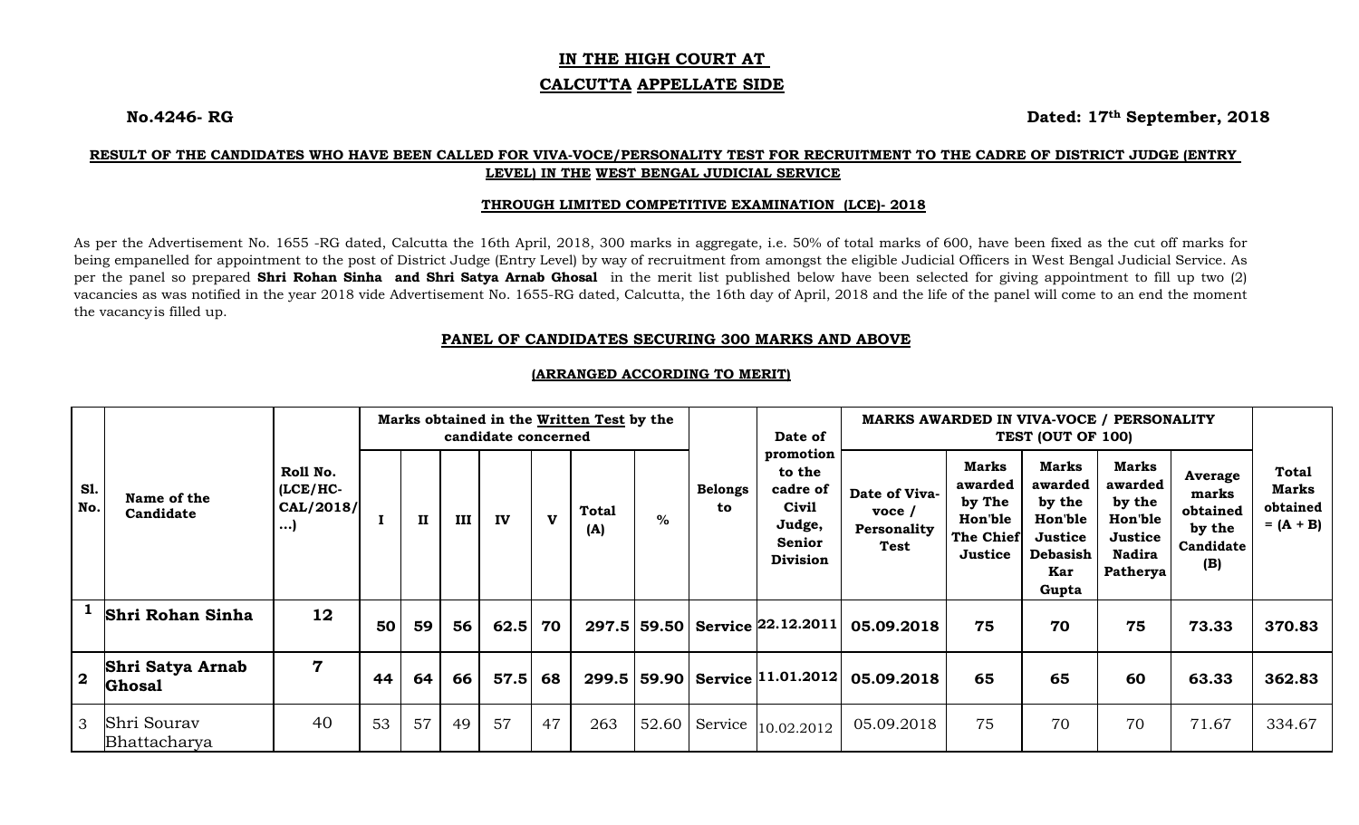**IN THE HIGH COURT AT**

**CALCUTTA APPELLATE SIDE**

**No.4246- RG** **Dated: 17th September, 2018**

**RESULT OF THE CANDIDATES WHO HAVE BEEN CALLED FOR VIVA-VOCE/PERSONALITY TEST FOR RECRUITMENT TO THE CADRE OF DISTRICT JUDGE (ENTRY LEVEL) IN THE WEST BENGAL JUDICIAL SERVICE**

**THROUGH LIMITED COMPETITIVE EXAMINATION (LCE)- 2018**

As per the Advertisement No. 1655 -RG dated, Calcutta the 16th April, 2018, 300 marks in aggregate, i.e. 50% of total marks of 600, have been fixed as the cut off marks for being empanelled for appointment to the post of District Judge (Entry Level) by way of recruitment from amongst the eligible Judicial Officers in West Bengal Judicial Service. As per the panel so prepared **Shri Rohan Sinha and Shri Satya Arnab Ghosal** in the merit list published below have been selected for giving appointment to fill up two (2) vacancies as was notified in the year 2018 vide Advertisement No. 1655-RG dated, Calcutta, the 16th day of April, 2018 and the life of the panel will come to an end the moment the vacancyis filled up.

**PANEL OF CANDIDATES SECURING 300 MARKS AND ABOVE**

**(ARRANGED ACCORDING TO MERIT)**

| Sl. No. | Name of the Candidate | Roll No. (LCE/HC-CAL/2018/...) | Marks obtained in the Written Test by the candidate concerned | | | | | | | Belongs to | Date of promotion to the cadre of Civil Judge, Senior Division | MARKS AWARDED IN VIVA-VOCE / PERSONALITY TEST (OUT OF 100) | | | | | Total Marks obtained = (A + B) |
|---|---|---|---|---|---|---|---|---|---|---|---|---|---|---|---|---|---|
| | | | I | II | III | IV | V | Total (A) | % | | | Date of Viva-voce / Personality Test | Marks awarded by The Hon'ble The Chief Justice | Marks awarded by the Hon'ble Justice Debasish Kar Gupta | Marks awarded by the Hon'ble Justice Nadira Patherya | Average marks obtained by the Candidate (B) | |
| **1** | **Shri Rohan Sinha** | **12** | **50** | **59** | **56** | **62.5** | **70** | **297.5** | **59.50** | **Service** | **22.12.2011** | **05.09.2018** | **75** | **70** | **75** | **73.33** | **370.83** |
| **2** | **Shri Satya Arnab Ghosal** | **7** | **44** | **64** | **66** | **57.5** | **68** | **299.5** | **59.90** | **Service** | **11.01.2012** | **05.09.2018** | **65** | **65** | **60** | **63.33** | **362.83** |
| 3 | Shri Sourav Bhattacharya | 40 | 53 | 57 | 49 | 57 | 47 | 263 | 52.60 | Service | 10.02.2012 | 05.09.2018 | 75 | 70 | 70 | 71.67 | 334.67 |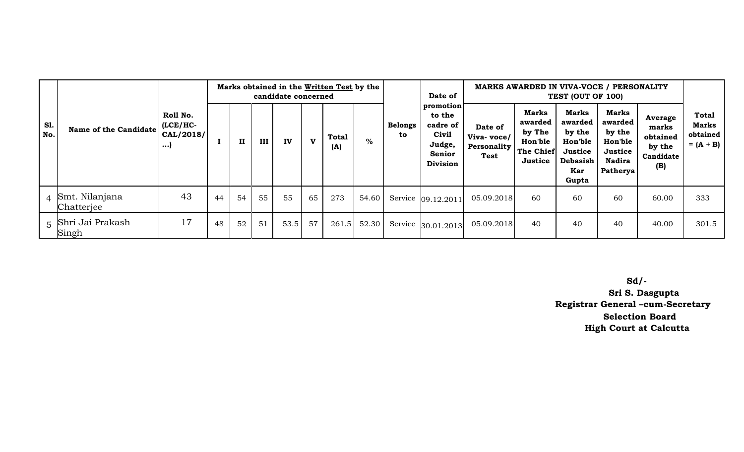| Sl. No. | Name of the Candidate | Roll No. (LCE/HC-CAL/2018/ ...) | Marks obtained in the Written Test by the candidate concerned | | | | | | | Belongs to | Date of promotion to the cadre of Civil Judge, Senior Division | MARKS AWARDED IN VIVA-VOCE / PERSONALITY TEST (OUT OF 100) | | | | | Total Marks obtained = (A + B) |
|---|---|---|---|---|---|---|---|---|---|---|---|---|---|---|---|---|---|
| | | | I | II | III | IV | V | Total (A) | % | | | Date of Viva- voce/ Personality Test | Marks awarded by The Hon'ble The Chief Justice | Marks awarded by the Hon'ble Justice Debasish Kar Gupta | Marks awarded by the Hon'ble Justice Nadira Patherya | Average marks obtained by the Candidate (B) | |
| 4 | Smt. Nilanjana Chatterjee | 43 | 44 | 54 | 55 | 55 | 65 | 273 | 54.60 | Service | 09.12.2011 | 05.09.2018 | 60 | 60 | 60 | 60.00 | 333 |
| 5 | Shri Jai Prakash Singh | 17 | 48 | 52 | 51 | 53.5 | 57 | 261.5 | 52.30 | Service | 30.01.2013 | 05.09.2018 | 40 | 40 | 40 | 40.00 | 301.5 |

**Sd/-**
**Sri S. Dasgupta**
**Registrar General –cum-Secretary**
**Selection Board**
**High Court at Calcutta**